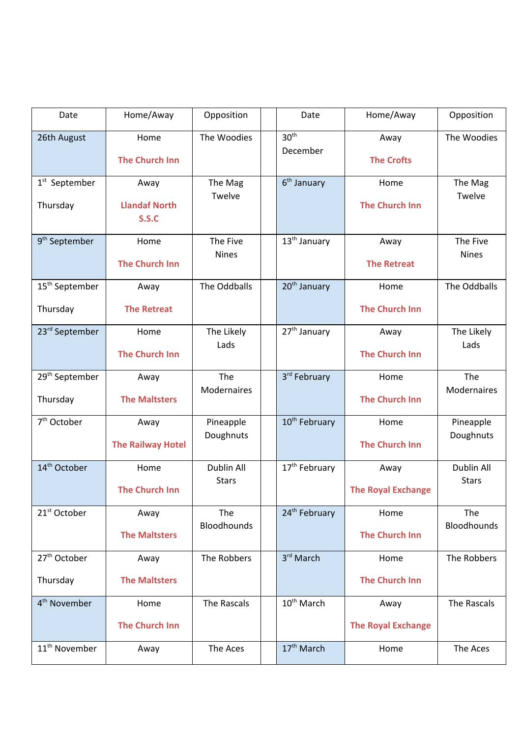| Date | Home/Away | Opposition | | Date | Home/Away | Opposition |
|---|---|---|---|---|---|---|
| 26th August | Home **The Church Inn** | The Woodies | | 30th December | Away **The Crofts** | The Woodies |
| 1st September Thursday | Away **Llandaf North S.S.C** | The Mag Twelve | | 6th January | Home **The Church Inn** | The Mag Twelve |
| 9th September | Home **The Church Inn** | The Five Nines | | 13th January | Away **The Retreat** | The Five Nines |
| 15th September Thursday | Away **The Retreat** | The Oddballs | | 20th January | Home **The Church Inn** | The Oddballs |
| 23rd September | Home **The Church Inn** | The Likely Lads | | 27th January | Away **The Church Inn** | The Likely Lads |
| 29th September Thursday | Away **The Maltsters** | The Modernaires | | 3rd February | Home **The Church Inn** | The Modernaires |
| 7th October | Away **The Railway Hotel** | Pineapple Doughnuts | | 10th February | Home **The Church Inn** | Pineapple Doughnuts |
| 14th October | Home **The Church Inn** | Dublin All Stars | | 17th February | Away **The Royal Exchange** | Dublin All Stars |
| 21st October | Away **The Maltsters** | The Bloodhounds | | 24th February | Home **The Church Inn** | The Bloodhounds |
| 27th October Thursday | Away **The Maltsters** | The Robbers | | 3rd March | Home **The Church Inn** | The Robbers |
| 4th November | Home **The Church Inn** | The Rascals | | 10th March | Away **The Royal Exchange** | The Rascals |
| 11th November | Away | The Aces | | 17th March | Home | The Aces |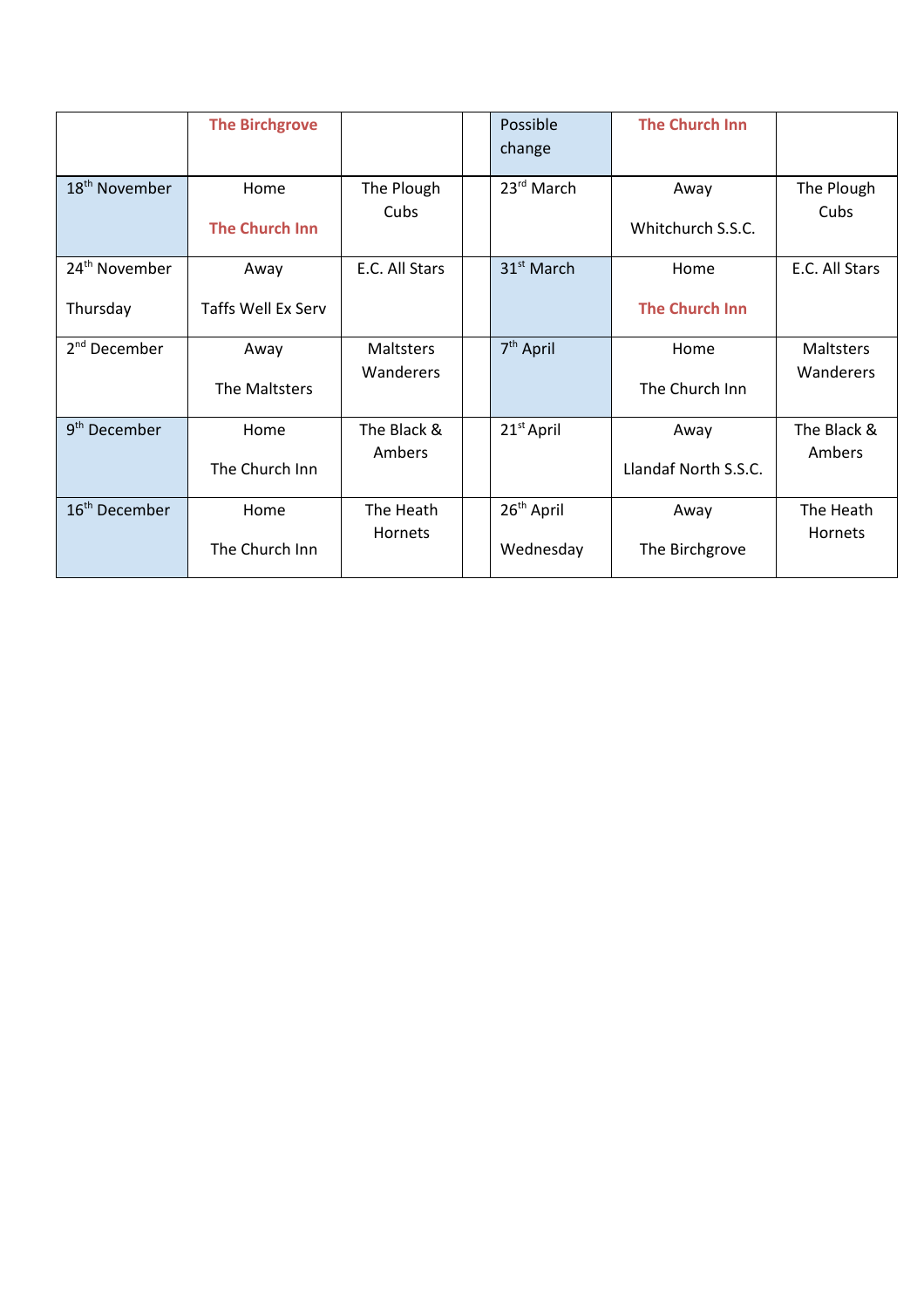| | | | | | | |
|---|---|---|---|---|---|---|
| | The Birchgrove | | | Possible change | The Church Inn | |
| 18th November | Home<br>The Church Inn | The Plough Cubs | | 23rd March | Away<br>Whitchurch S.S.C. | The Plough Cubs |
| 24th November<br>Thursday | Away<br>Taffs Well Ex Serv | E.C. All Stars | | 31st March | Home<br>The Church Inn | E.C. All Stars |
| 2nd December | Away<br>The Maltsters | Maltsters Wanderers | | 7th April | Home<br>The Church Inn | Maltsters Wanderers |
| 9th December | Home<br>The Church Inn | The Black & Ambers | | 21st April | Away<br>Llandaf North S.S.C. | The Black & Ambers |
| 16th December | Home<br>The Church Inn | The Heath Hornets | | 26th April<br>Wednesday | Away<br>The Birchgrove | The Heath Hornets |